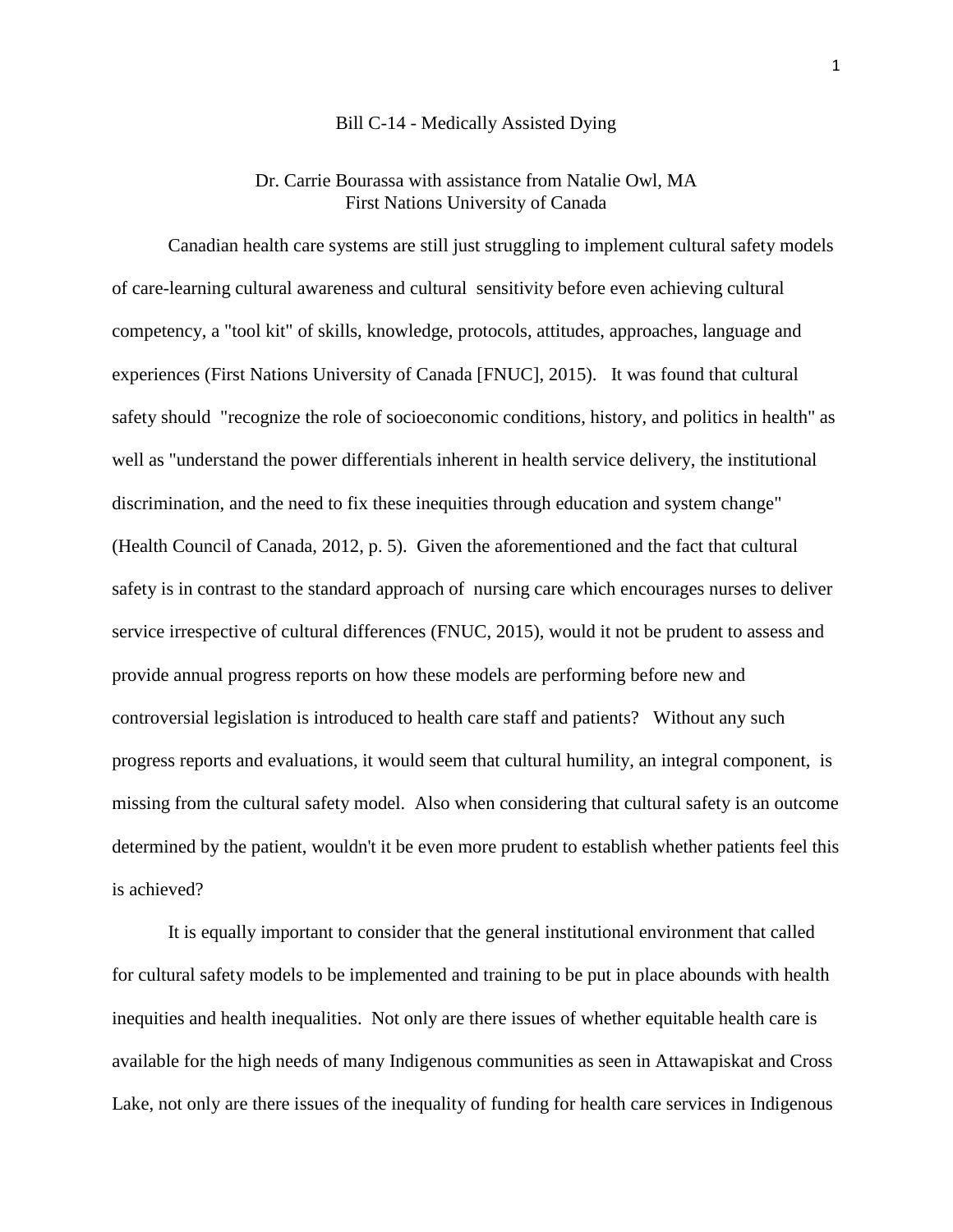# Bill C-14 - Medically Assisted Dying

Dr. Carrie Bourassa with assistance from Natalie Owl, MA
First Nations University of Canada

Canadian health care systems are still just struggling to implement cultural safety models of care-learning cultural awareness and cultural sensitivity before even achieving cultural competency, a "tool kit" of skills, knowledge, protocols, attitudes, approaches, language and experiences (First Nations University of Canada [FNUC], 2015). It was found that cultural safety should "recognize the role of socioeconomic conditions, history, and politics in health" as well as "understand the power differentials inherent in health service delivery, the institutional discrimination, and the need to fix these inequities through education and system change" (Health Council of Canada, 2012, p. 5). Given the aforementioned and the fact that cultural safety is in contrast to the standard approach of nursing care which encourages nurses to deliver service irrespective of cultural differences (FNUC, 2015), would it not be prudent to assess and provide annual progress reports on how these models are performing before new and controversial legislation is introduced to health care staff and patients? Without any such progress reports and evaluations, it would seem that cultural humility, an integral component, is missing from the cultural safety model. Also when considering that cultural safety is an outcome determined by the patient, wouldn't it be even more prudent to establish whether patients feel this is achieved?

It is equally important to consider that the general institutional environment that called for cultural safety models to be implemented and training to be put in place abounds with health inequities and health inequalities. Not only are there issues of whether equitable health care is available for the high needs of many Indigenous communities as seen in Attawapiskat and Cross Lake, not only are there issues of the inequality of funding for health care services in Indigenous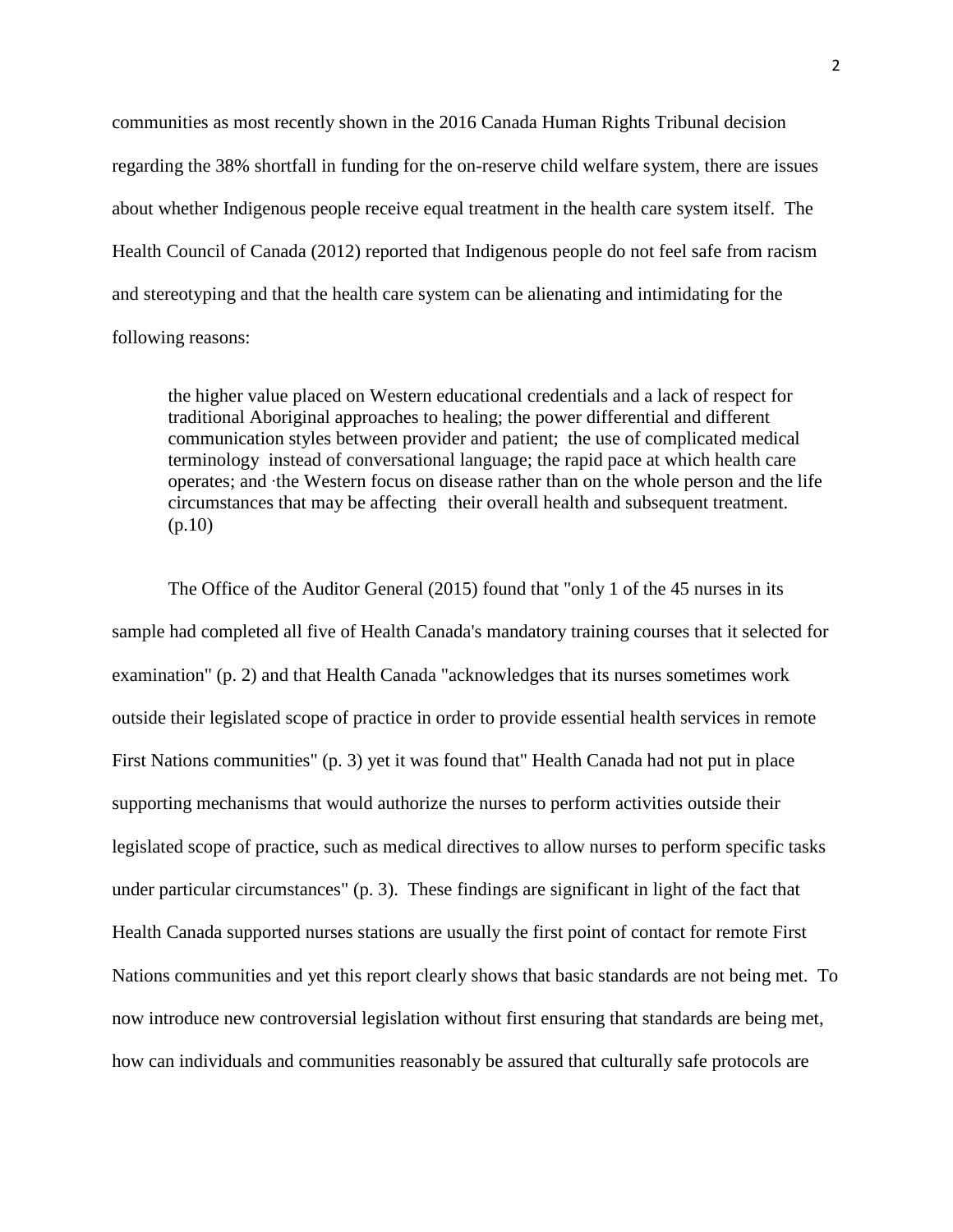communities as most recently shown in the 2016 Canada Human Rights Tribunal decision regarding the 38% shortfall in funding for the on-reserve child welfare system, there are issues about whether Indigenous people receive equal treatment in the health care system itself. The Health Council of Canada (2012) reported that Indigenous people do not feel safe from racism and stereotyping and that the health care system can be alienating and intimidating for the following reasons:

> the higher value placed on Western educational credentials and a lack of respect for traditional Aboriginal approaches to healing; the power differential and different communication styles between provider and patient; the use of complicated medical terminology instead of conversational language; the rapid pace at which health care operates; and ·the Western focus on disease rather than on the whole person and the life circumstances that may be affecting their overall health and subsequent treatment. (p.10)

The Office of the Auditor General (2015) found that "only 1 of the 45 nurses in its sample had completed all five of Health Canada's mandatory training courses that it selected for examination" (p. 2) and that Health Canada "acknowledges that its nurses sometimes work outside their legislated scope of practice in order to provide essential health services in remote First Nations communities" (p. 3) yet it was found that" Health Canada had not put in place supporting mechanisms that would authorize the nurses to perform activities outside their legislated scope of practice, such as medical directives to allow nurses to perform specific tasks under particular circumstances" (p. 3). These findings are significant in light of the fact that Health Canada supported nurses stations are usually the first point of contact for remote First Nations communities and yet this report clearly shows that basic standards are not being met. To now introduce new controversial legislation without first ensuring that standards are being met, how can individuals and communities reasonably be assured that culturally safe protocols are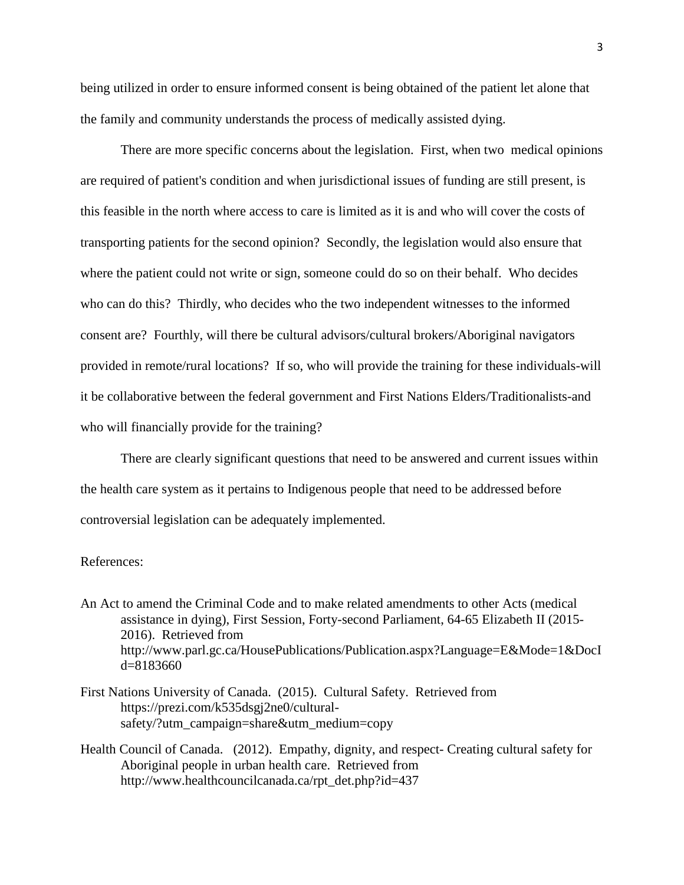being utilized in order to ensure informed consent is being obtained of the patient let alone that the family and community understands the process of medically assisted dying.

There are more specific concerns about the legislation. First, when two medical opinions are required of patient's condition and when jurisdictional issues of funding are still present, is this feasible in the north where access to care is limited as it is and who will cover the costs of transporting patients for the second opinion? Secondly, the legislation would also ensure that where the patient could not write or sign, someone could do so on their behalf. Who decides who can do this? Thirdly, who decides who the two independent witnesses to the informed consent are? Fourthly, will there be cultural advisors/cultural brokers/Aboriginal navigators provided in remote/rural locations? If so, who will provide the training for these individuals-will it be collaborative between the federal government and First Nations Elders/Traditionalists-and who will financially provide for the training?

There are clearly significant questions that need to be answered and current issues within the health care system as it pertains to Indigenous people that need to be addressed before controversial legislation can be adequately implemented.

References:

An Act to amend the Criminal Code and to make related amendments to other Acts (medical assistance in dying), First Session, Forty-second Parliament, 64-65 Elizabeth II (2015-2016). Retrieved from http://www.parl.gc.ca/HousePublications/Publication.aspx?Language=E&Mode=1&DocId=8183660

First Nations University of Canada. (2015). Cultural Safety. Retrieved from https://prezi.com/k535dsgj2ne0/cultural-safety/?utm_campaign=share&utm_medium=copy

Health Council of Canada. (2012). Empathy, dignity, and respect- Creating cultural safety for Aboriginal people in urban health care. Retrieved from http://www.healthcouncilcanada.ca/rpt_det.php?id=437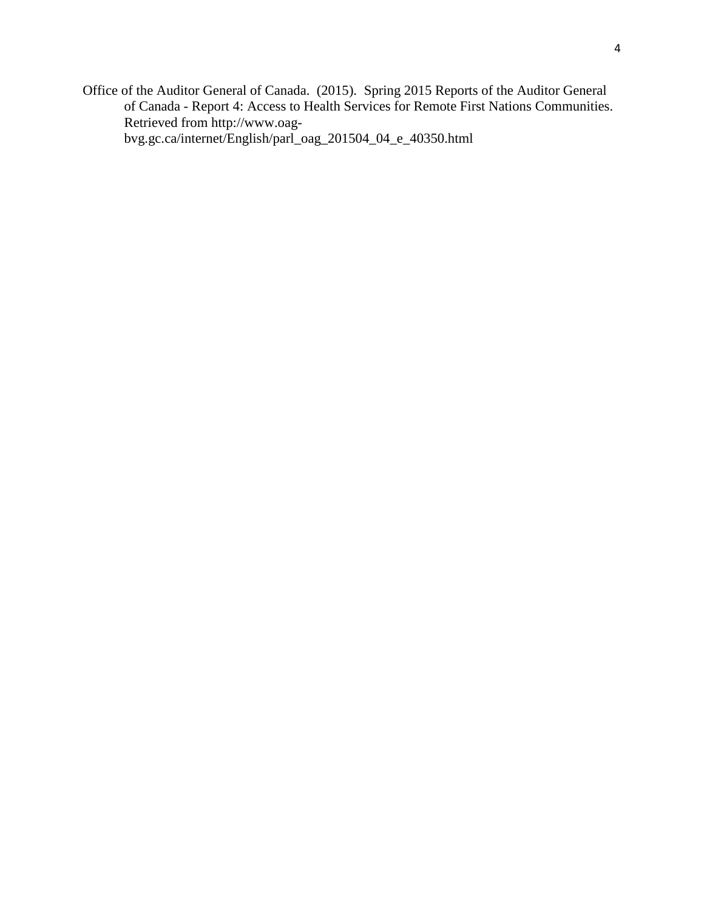Office of the Auditor General of Canada. (2015). Spring 2015 Reports of the Auditor General of Canada - Report 4: Access to Health Services for Remote First Nations Communities. Retrieved from http://www.oag-bvg.gc.ca/internet/English/parl_oag_201504_04_e_40350.html